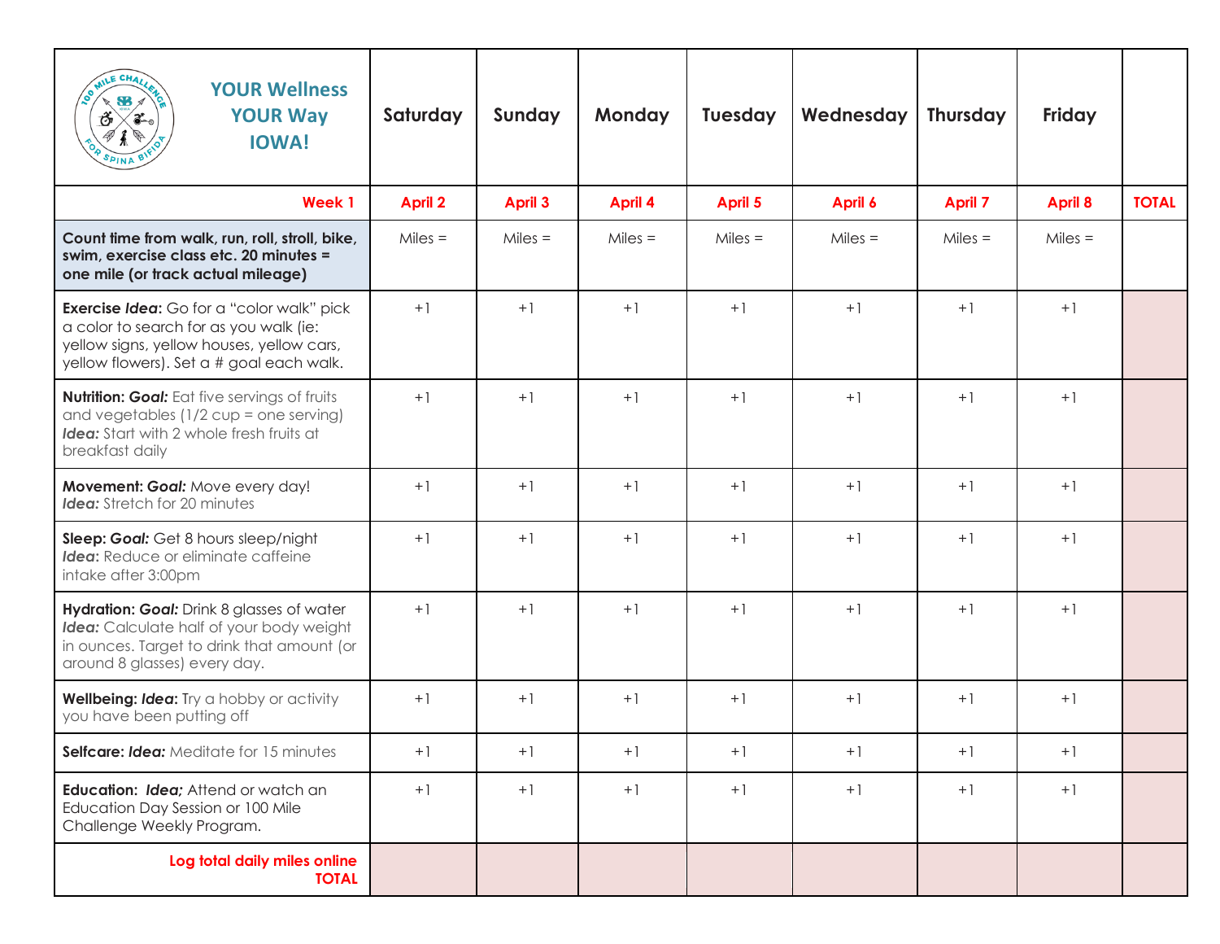| YOUR Wellness YOUR Way IOWA! | Saturday | Sunday | Monday | Tuesday | Wednesday | Thursday | Friday | |
|---|---|---|---|---|---|---|---|---|
| **Week 1** | **April 2** | **April 3** | **April 4** | **April 5** | **April 6** | **April 7** | **April 8** | **TOTAL** |
| **Count time from walk, run, roll, stroll, bike, swim, exercise class etc. 20 minutes = one mile (or track actual mileage)** | Miles = | Miles = | Miles = | Miles = | Miles = | Miles = | Miles = | |
| **Exercise *Idea*:** Go for a "color walk" pick a color to search for as you walk (ie: yellow signs, yellow houses, yellow cars, yellow flowers). Set a # goal each walk. | +1 | +1 | +1 | +1 | +1 | +1 | +1 | |
| **Nutrition: *Goal:*** Eat five servings of fruits and vegetables (1/2 cup = one serving) ***Idea:*** Start with 2 whole fresh fruits at breakfast daily | +1 | +1 | +1 | +1 | +1 | +1 | +1 | |
| **Movement: *Goal:*** Move every day! ***Idea:*** Stretch for 20 minutes | +1 | +1 | +1 | +1 | +1 | +1 | +1 | |
| **Sleep: *Goal:*** Get 8 hours sleep/night ***Idea*:** Reduce or eliminate caffeine intake after 3:00pm | +1 | +1 | +1 | +1 | +1 | +1 | +1 | |
| **Hydration: *Goal:*** Drink 8 glasses of water ***Idea:*** Calculate half of your body weight in ounces. Target to drink that amount (or around 8 glasses) every day. | +1 | +1 | +1 | +1 | +1 | +1 | +1 | |
| **Wellbeing: *Idea*:** Try a hobby or activity you have been putting off | +1 | +1 | +1 | +1 | +1 | +1 | +1 | |
| **Selfcare: *Idea:*** Meditate for 15 minutes | +1 | +1 | +1 | +1 | +1 | +1 | +1 | |
| **Education: *Idea;*** Attend or watch an Education Day Session or 100 Mile Challenge Weekly Program. | +1 | +1 | +1 | +1 | +1 | +1 | +1 | |
| **Log total daily miles online TOTAL** | | | | | | | | |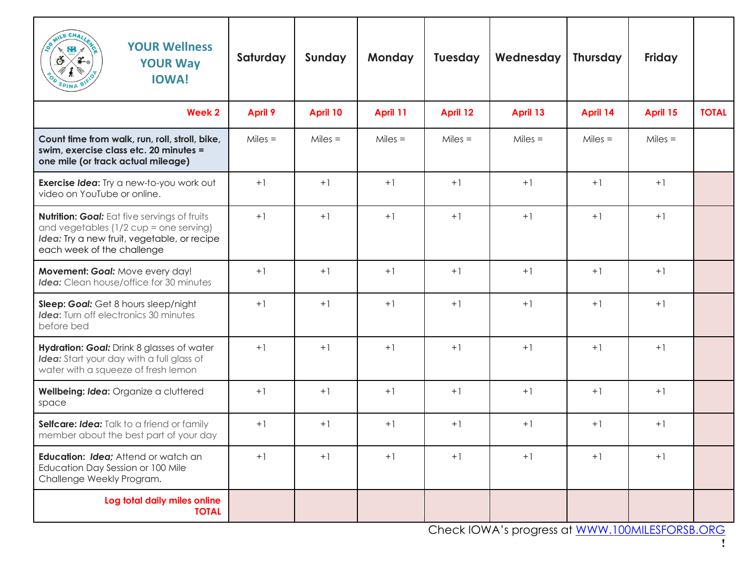| YOUR Wellness YOUR Way IOWA! | Saturday | Sunday | Monday | Tuesday | Wednesday | Thursday | Friday | |
|---|---|---|---|---|---|---|---|---|
| **Week 2** | **April 9** | **April 10** | **April 11** | **April 12** | **April 13** | **April 14** | **April 15** | **TOTAL** |
| **Count time from walk, run, roll, stroll, bike, swim, exercise class etc. 20 minutes = one mile (or track actual mileage)** | Miles = | Miles = | Miles = | Miles = | Miles = | Miles = | Miles = | |
| **Exercise *Idea:*** Try a new-to-you work out video on YouTube or online. | +1 | +1 | +1 | +1 | +1 | +1 | +1 | |
| **Nutrition: *Goal:*** Eat five servings of fruits and vegetables (1/2 cup = one serving) ***Idea:*** Try a new fruit, vegetable, or recipe each week of the challenge | +1 | +1 | +1 | +1 | +1 | +1 | +1 | |
| **Movement: *Goal:*** Move every day! ***Idea:*** Clean house/office for 30 minutes | +1 | +1 | +1 | +1 | +1 | +1 | +1 | |
| **Sleep: *Goal:*** Get 8 hours sleep/night ***Idea*:** Turn off electronics 30 minutes before bed | +1 | +1 | +1 | +1 | +1 | +1 | +1 | |
| **Hydration: *Goal:*** Drink 8 glasses of water ***Idea:*** Start your day with a full glass of water with a squeeze of fresh lemon | +1 | +1 | +1 | +1 | +1 | +1 | +1 | |
| **Wellbeing: *Idea*:** Organize a cluttered space | +1 | +1 | +1 | +1 | +1 | +1 | +1 | |
| **Selfcare: *Idea:*** Talk to a friend or family member about the best part of your day | +1 | +1 | +1 | +1 | +1 | +1 | +1 | |
| **Education: *Idea;*** Attend or watch an Education Day Session or 100 Mile Challenge Weekly Program. | +1 | +1 | +1 | +1 | +1 | +1 | +1 | |
| **Log total daily miles online TOTAL** | | | | | | | | |

Check IOWA's progress at [WWW.100MILESFORSB.ORG](http://WWW.100MILESFORSB.ORG)!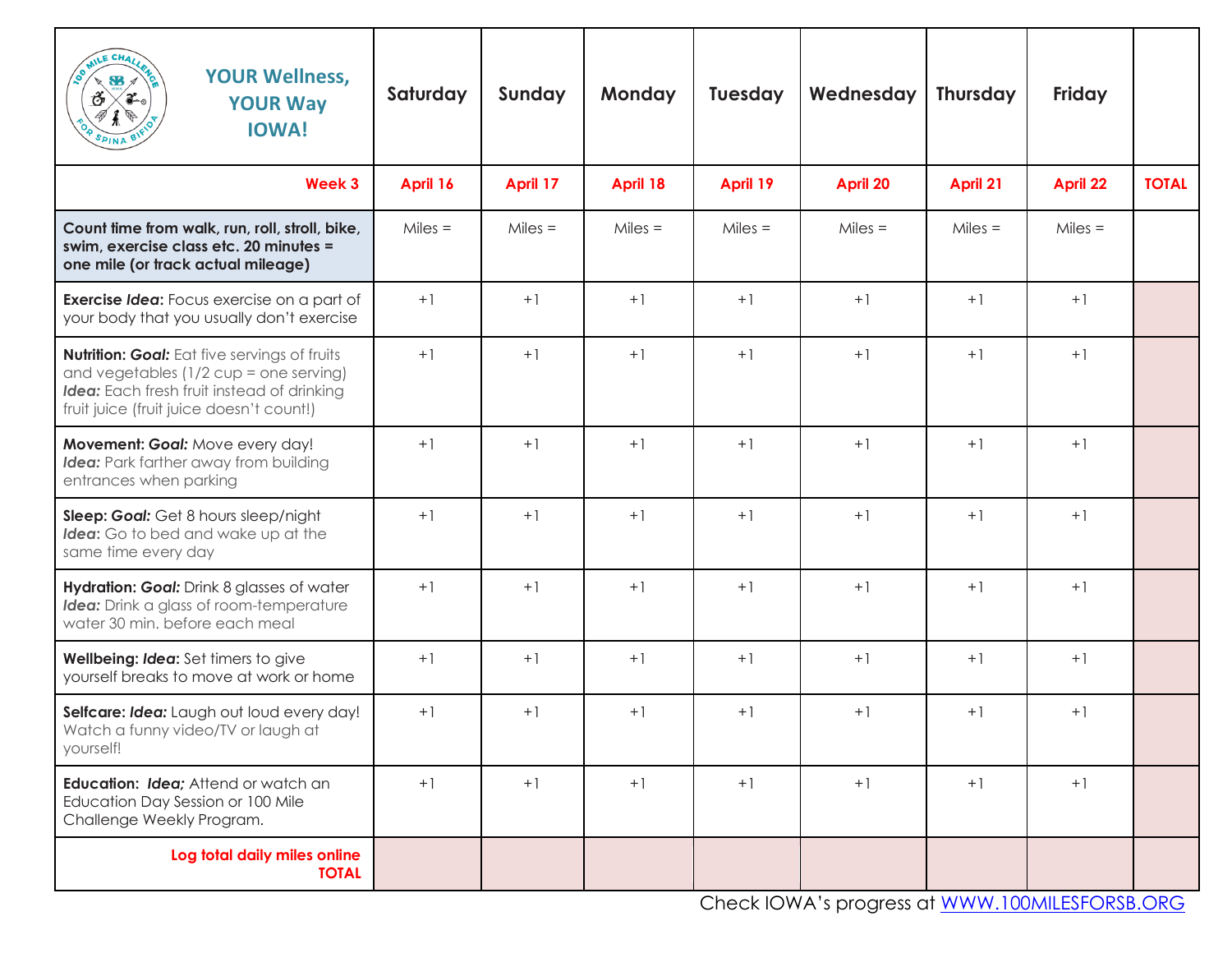| YOUR Wellness, YOUR Way IOWA! | Saturday | Sunday | Monday | Tuesday | Wednesday | Thursday | Friday | |
|---|---|---|---|---|---|---|---|---|
| **Week 3** | **April 16** | **April 17** | **April 18** | **April 19** | **April 20** | **April 21** | **April 22** | **TOTAL** |
| **Count time from walk, run, roll, stroll, bike, swim, exercise class etc. 20 minutes = one mile (or track actual mileage)** | Miles = | Miles = | Miles = | Miles = | Miles = | Miles = | Miles = | |
| **Exercise *Idea*:** Focus exercise on a part of your body that you usually don't exercise | +1 | +1 | +1 | +1 | +1 | +1 | +1 | |
| **Nutrition: *Goal:*** Eat five servings of fruits and vegetables (1/2 cup = one serving) ***Idea:*** Each fresh fruit instead of drinking fruit juice (fruit juice doesn't count!) | +1 | +1 | +1 | +1 | +1 | +1 | +1 | |
| **Movement: *Goal:*** Move every day! ***Idea:*** Park farther away from building entrances when parking | +1 | +1 | +1 | +1 | +1 | +1 | +1 | |
| **Sleep: *Goal:*** Get 8 hours sleep/night ***Idea***: Go to bed and wake up at the same time every day | +1 | +1 | +1 | +1 | +1 | +1 | +1 | |
| **Hydration: *Goal:*** Drink 8 glasses of water ***Idea:*** Drink a glass of room-temperature water 30 min. before each meal | +1 | +1 | +1 | +1 | +1 | +1 | +1 | |
| **Wellbeing: *Idea*:** Set timers to give yourself breaks to move at work or home | +1 | +1 | +1 | +1 | +1 | +1 | +1 | |
| **Selfcare: *Idea:*** Laugh out loud every day! Watch a funny video/TV or laugh at yourself! | +1 | +1 | +1 | +1 | +1 | +1 | +1 | |
| **Education: *Idea;*** Attend or watch an Education Day Session or 100 Mile Challenge Weekly Program. | +1 | +1 | +1 | +1 | +1 | +1 | +1 | |
| **Log total daily miles online TOTAL** | | | | | | | | |

Check IOWA's progress at [WWW.100MILESFORSB.ORG](http://WWW.100MILESFORSB.ORG)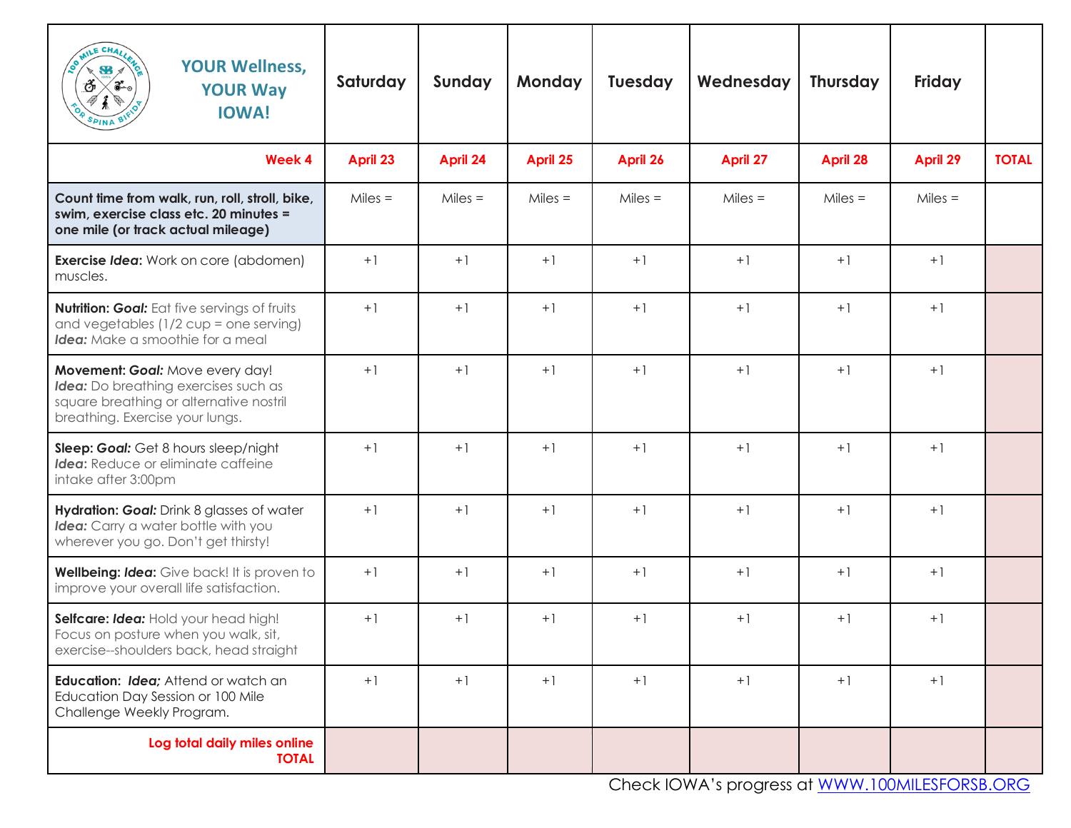| YOUR Wellness, YOUR Way IOWA! | Saturday | Sunday | Monday | Tuesday | Wednesday | Thursday | Friday | |
|---|---|---|---|---|---|---|---|---|
| **Week 4** | **April 23** | **April 24** | **April 25** | **April 26** | **April 27** | **April 28** | **April 29** | **TOTAL** |
| **Count time from walk, run, roll, stroll, bike, swim, exercise class etc. 20 minutes = one mile (or track actual mileage)** | Miles = | Miles = | Miles = | Miles = | Miles = | Miles = | Miles = | |
| **Exercise *Idea*:** Work on core (abdomen) muscles. | +1 | +1 | +1 | +1 | +1 | +1 | +1 | |
| **Nutrition: *Goal:*** Eat five servings of fruits and vegetables (1/2 cup = one serving) ***Idea:*** Make a smoothie for a meal | +1 | +1 | +1 | +1 | +1 | +1 | +1 | |
| **Movement: *Goal:*** Move every day! ***Idea:*** Do breathing exercises such as square breathing or alternative nostril breathing. Exercise your lungs. | +1 | +1 | +1 | +1 | +1 | +1 | +1 | |
| **Sleep: *Goal:*** Get 8 hours sleep/night ***Idea***: Reduce or eliminate caffeine intake after 3:00pm | +1 | +1 | +1 | +1 | +1 | +1 | +1 | |
| **Hydration: *Goal:*** Drink 8 glasses of water ***Idea:*** Carry a water bottle with you wherever you go. Don't get thirsty! | +1 | +1 | +1 | +1 | +1 | +1 | +1 | |
| **Wellbeing: *Idea*:** Give back! It is proven to improve your overall life satisfaction. | +1 | +1 | +1 | +1 | +1 | +1 | +1 | |
| **Selfcare: *Idea:*** Hold your head high! Focus on posture when you walk, sit, exercise--shoulders back, head straight | +1 | +1 | +1 | +1 | +1 | +1 | +1 | |
| **Education: *Idea;*** Attend or watch an Education Day Session or 100 Mile Challenge Weekly Program. | +1 | +1 | +1 | +1 | +1 | +1 | +1 | |
| **Log total daily miles online TOTAL** | | | | | | | | |

Check IOWA's progress at [WWW.100MILESFORSB.ORG](http://WWW.100MILESFORSB.ORG)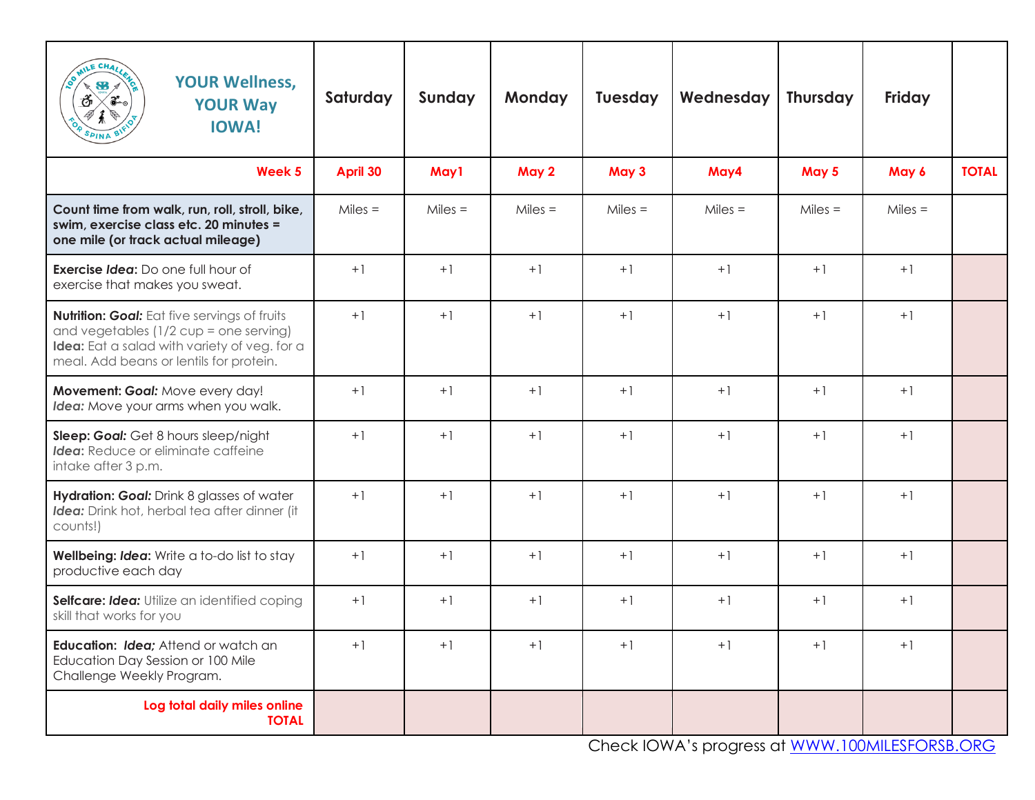| YOUR Wellness, YOUR Way IOWA! | Saturday | Sunday | Monday | Tuesday | Wednesday | Thursday | Friday | |
|---|---|---|---|---|---|---|---|---|
| **Week 5** | **April 30** | **May1** | **May 2** | **May 3** | **May4** | **May 5** | **May 6** | **TOTAL** |
| **Count time from walk, run, roll, stroll, bike, swim, exercise class etc. 20 minutes = one mile (or track actual mileage)** | Miles = | Miles = | Miles = | Miles = | Miles = | Miles = | Miles = | |
| **Exercise *Idea*:** Do one full hour of exercise that makes you sweat. | +1 | +1 | +1 | +1 | +1 | +1 | +1 | |
| **Nutrition: *Goal:*** Eat five servings of fruits and vegetables (1/2 cup = one serving) **Idea:** Eat a salad with variety of veg. for a meal. Add beans or lentils for protein. | +1 | +1 | +1 | +1 | +1 | +1 | +1 | |
| **Movement: *Goal:*** Move every day! ***Idea:*** Move your arms when you walk. | +1 | +1 | +1 | +1 | +1 | +1 | +1 | |
| **Sleep: *Goal:*** Get 8 hours sleep/night ***Idea*:** Reduce or eliminate caffeine intake after 3 p.m. | +1 | +1 | +1 | +1 | +1 | +1 | +1 | |
| **Hydration: *Goal:*** Drink 8 glasses of water ***Idea:*** Drink hot, herbal tea after dinner (it counts!) | +1 | +1 | +1 | +1 | +1 | +1 | +1 | |
| **Wellbeing: *Idea*:** Write a to-do list to stay productive each day | +1 | +1 | +1 | +1 | +1 | +1 | +1 | |
| **Selfcare: *Idea:*** Utilize an identified coping skill that works for you | +1 | +1 | +1 | +1 | +1 | +1 | +1 | |
| **Education: *Idea;*** Attend or watch an Education Day Session or 100 Mile Challenge Weekly Program. | +1 | +1 | +1 | +1 | +1 | +1 | +1 | |
| **Log total daily miles online TOTAL** | | | | | | | | |

Check IOWA's progress at [WWW.100MILESFORSB.ORG](http://WWW.100MILESFORSB.ORG)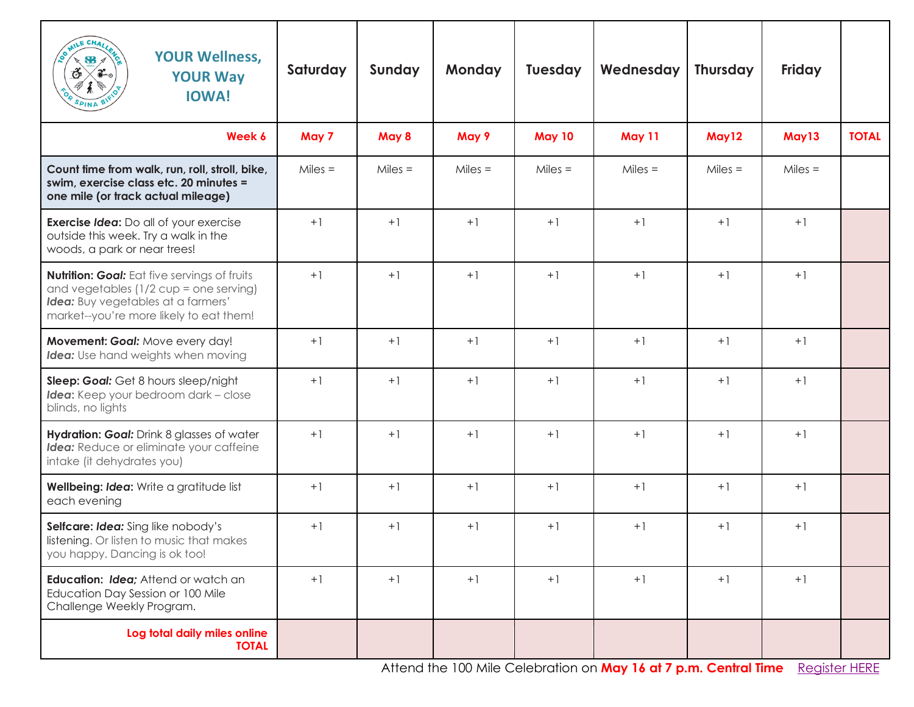| YOUR Wellness, YOUR Way IOWA! | Saturday | Sunday | Monday | Tuesday | Wednesday | Thursday | Friday | |
|---|---|---|---|---|---|---|---|---|
| **Week 6** | **May 7** | **May 8** | **May 9** | **May 10** | **May 11** | **May12** | **May13** | **TOTAL** |
| **Count time from walk, run, roll, stroll, bike, swim, exercise class etc. 20 minutes = one mile (or track actual mileage)** | Miles = | Miles = | Miles = | Miles = | Miles = | Miles = | Miles = | |
| **Exercise *Idea*:** Do all of your exercise outside this week. Try a walk in the woods, a park or near trees! | +1 | +1 | +1 | +1 | +1 | +1 | +1 | |
| **Nutrition: *Goal:*** Eat five servings of fruits and vegetables (1/2 cup = one serving) ***Idea:*** Buy vegetables at a farmers' market--you're more likely to eat them! | +1 | +1 | +1 | +1 | +1 | +1 | +1 | |
| **Movement: *Goal:*** Move every day! ***Idea:*** Use hand weights when moving | +1 | +1 | +1 | +1 | +1 | +1 | +1 | |
| **Sleep: *Goal:*** Get 8 hours sleep/night ***Idea***: Keep your bedroom dark – close blinds, no lights | +1 | +1 | +1 | +1 | +1 | +1 | +1 | |
| **Hydration: *Goal:*** Drink 8 glasses of water ***Idea:*** Reduce or eliminate your caffeine intake (it dehydrates you) | +1 | +1 | +1 | +1 | +1 | +1 | +1 | |
| **Wellbeing: *Idea*:** Write a gratitude list each evening | +1 | +1 | +1 | +1 | +1 | +1 | +1 | |
| **Selfcare: *Idea:*** Sing like nobody's listening. Or listen to music that makes you happy. Dancing is ok too! | +1 | +1 | +1 | +1 | +1 | +1 | +1 | |
| **Education: *Idea;*** Attend or watch an Education Day Session or 100 Mile Challenge Weekly Program. | +1 | +1 | +1 | +1 | +1 | +1 | +1 | |
| **Log total daily miles online TOTAL** | | | | | | | | |

Attend the 100 Mile Celebration on **May 16 at 7 p.m. Central Time** Register HERE